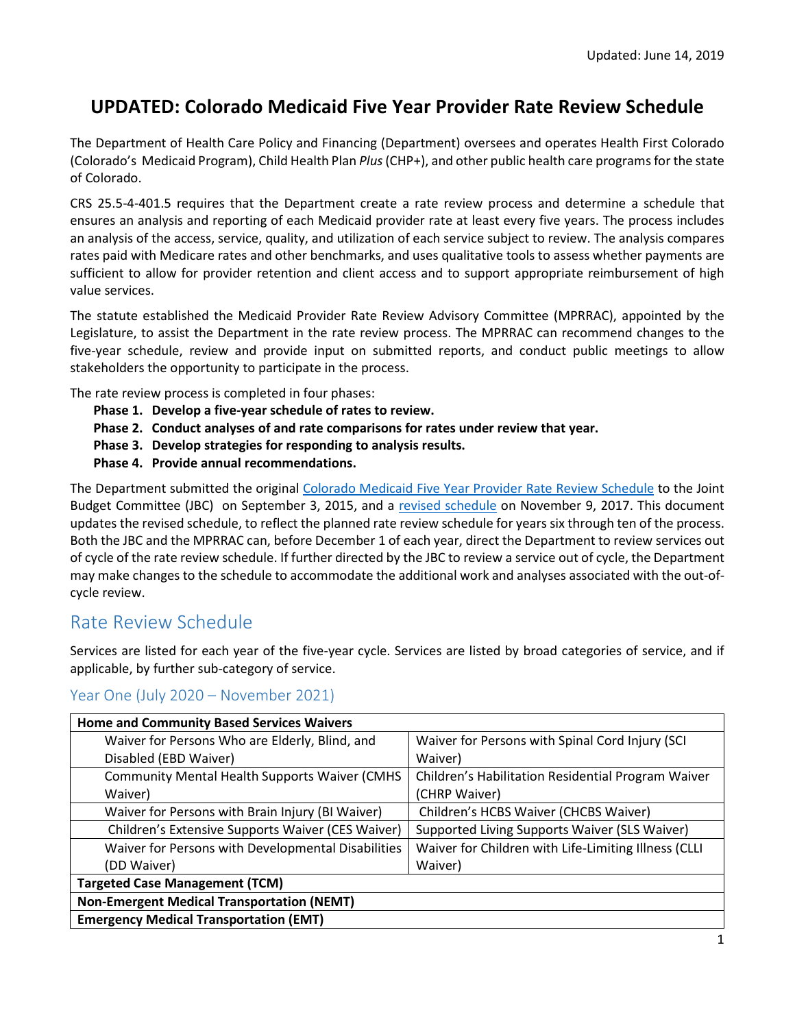Updated: June 14, 2019

# UPDATED: Colorado Medicaid Five Year Provider Rate Review Schedule

The Department of Health Care Policy and Financing (Department) oversees and operates Health First Colorado (Colorado's Medicaid Program), Child Health Plan *Plus* (CHP+), and other public health care programs for the state of Colorado.

CRS 25.5-4-401.5 requires that the Department create a rate review process and determine a schedule that ensures an analysis and reporting of each Medicaid provider rate at least every five years. The process includes an analysis of the access, service, quality, and utilization of each service subject to review. The analysis compares rates paid with Medicare rates and other benchmarks, and uses qualitative tools to assess whether payments are sufficient to allow for provider retention and client access and to support appropriate reimbursement of high value services.

The statute established the Medicaid Provider Rate Review Advisory Committee (MPRRAC), appointed by the Legislature, to assist the Department in the rate review process. The MPRRAC can recommend changes to the five-year schedule, review and provide input on submitted reports, and conduct public meetings to allow stakeholders the opportunity to participate in the process.

The rate review process is completed in four phases:

- **Phase 1. Develop a five-year schedule of rates to review.**
- **Phase 2. Conduct analyses of and rate comparisons for rates under review that year.**
- **Phase 3. Develop strategies for responding to analysis results.**
- **Phase 4. Provide annual recommendations.**

The Department submitted the original Colorado Medicaid Five Year Provider Rate Review Schedule to the Joint Budget Committee (JBC) on September 3, 2015, and a revised schedule on November 9, 2017. This document updates the revised schedule, to reflect the planned rate review schedule for years six through ten of the process. Both the JBC and the MPRRAC can, before December 1 of each year, direct the Department to review services out of cycle of the rate review schedule. If further directed by the JBC to review a service out of cycle, the Department may make changes to the schedule to accommodate the additional work and analyses associated with the out-of-cycle review.

## Rate Review Schedule

Services are listed for each year of the five-year cycle. Services are listed by broad categories of service, and if applicable, by further sub-category of service.

### Year One (July 2020 – November 2021)

| **Home and Community Based Services Waivers** | |
|---|---|
| Waiver for Persons Who are Elderly, Blind, and Disabled (EBD Waiver) | Waiver for Persons with Spinal Cord Injury (SCI Waiver) |
| Community Mental Health Supports Waiver (CMHS Waiver) | Children's Habilitation Residential Program Waiver (CHRP Waiver) |
| Waiver for Persons with Brain Injury (BI Waiver) | Children's HCBS Waiver (CHCBS Waiver) |
| Children's Extensive Supports Waiver (CES Waiver) | Supported Living Supports Waiver (SLS Waiver) |
| Waiver for Persons with Developmental Disabilities (DD Waiver) | Waiver for Children with Life-Limiting Illness (CLLI Waiver) |
| **Targeted Case Management (TCM)** | |
| **Non-Emergent Medical Transportation (NEMT)** | |
| **Emergency Medical Transportation (EMT)** | |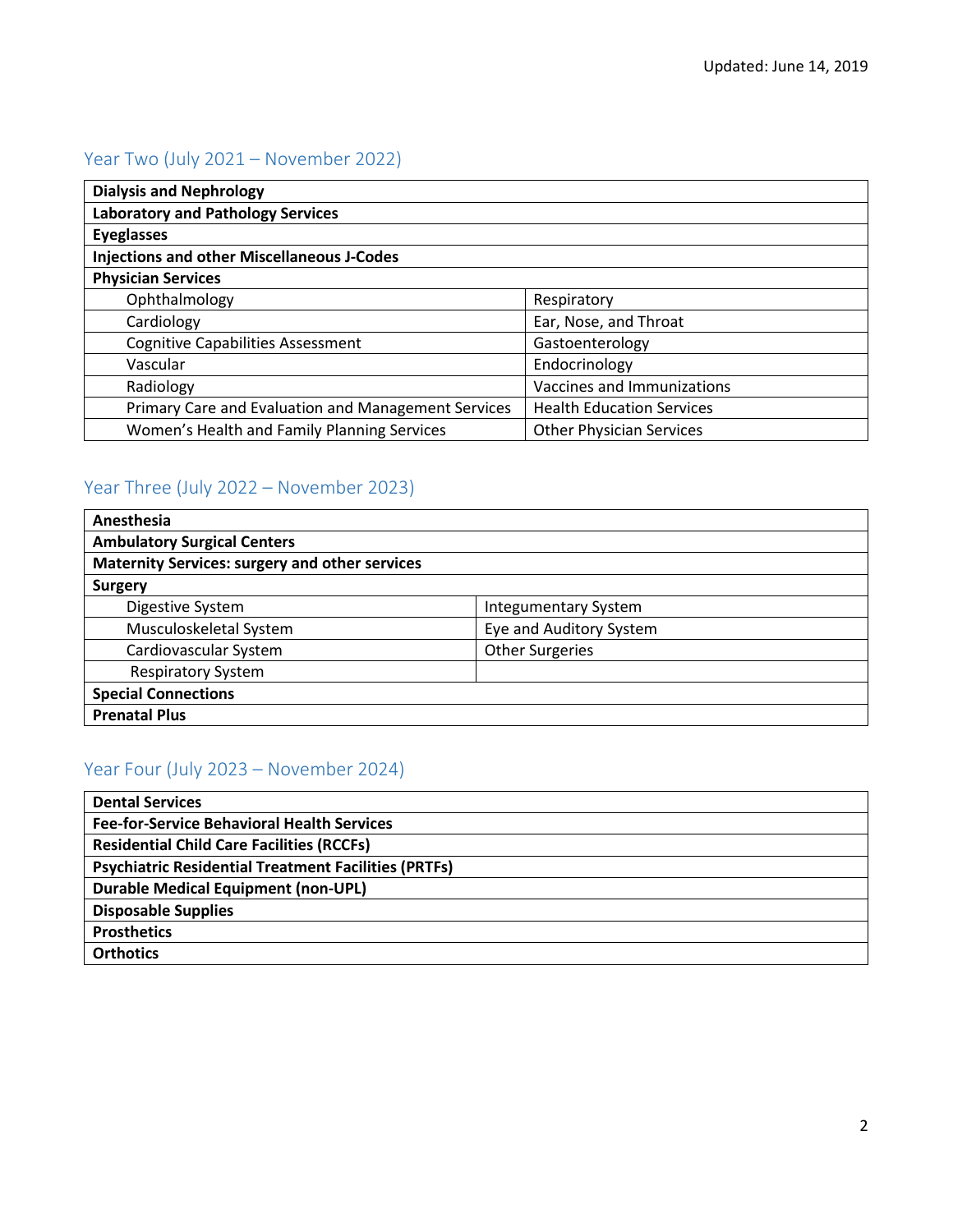## Year Two (July 2021 – November 2022)

| **Dialysis and Nephrology** | |
|---|---|
| **Laboratory and Pathology Services** | |
| **Eyeglasses** | |
| **Injections and other Miscellaneous J-Codes** | |
| **Physician Services** | |
| Ophthalmology | Respiratory |
| Cardiology | Ear, Nose, and Throat |
| Cognitive Capabilities Assessment | Gastoenterology |
| Vascular | Endocrinology |
| Radiology | Vaccines and Immunizations |
| Primary Care and Evaluation and Management Services | Health Education Services |
| Women's Health and Family Planning Services | Other Physician Services |

## Year Three (July 2022 – November 2023)

| **Anesthesia** | |
|---|---|
| **Ambulatory Surgical Centers** | |
| **Maternity Services: surgery and other services** | |
| **Surgery** | |
| Digestive System | Integumentary System |
| Musculoskeletal System | Eye and Auditory System |
| Cardiovascular System | Other Surgeries |
| Respiratory System | |
| **Special Connections** | |
| **Prenatal Plus** | |

## Year Four (July 2023 – November 2024)

| **Dental Services** |
|---|
| **Fee-for-Service Behavioral Health Services** |
| **Residential Child Care Facilities (RCCFs)** |
| **Psychiatric Residential Treatment Facilities (PRTFs)** |
| **Durable Medical Equipment (non-UPL)** |
| **Disposable Supplies** |
| **Prosthetics** |
| **Orthotics** |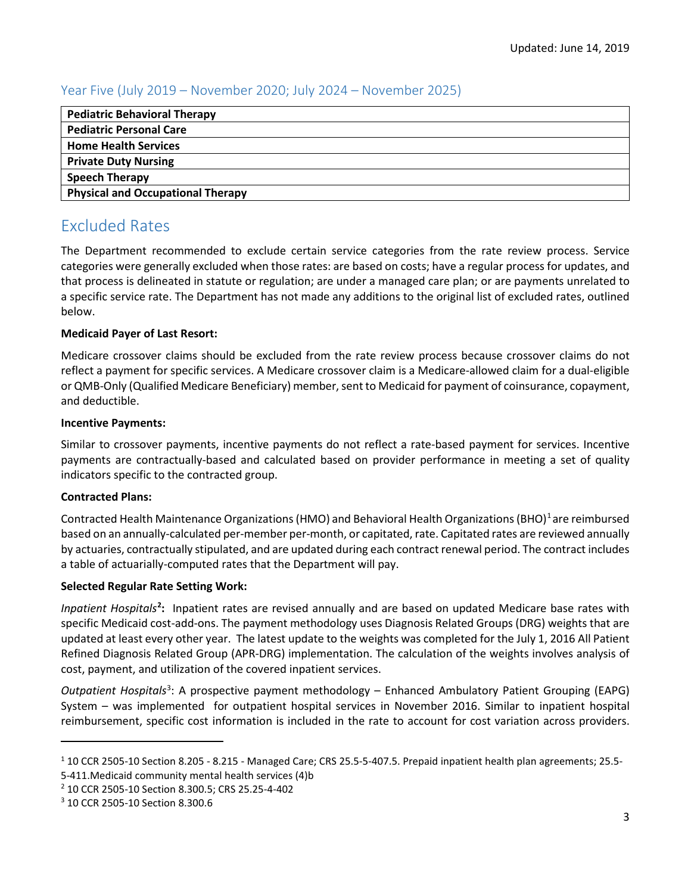### Year Five (July 2019 – November 2020; July 2024 – November 2025)

| **Pediatric Behavioral Therapy** |
|---|
| **Pediatric Personal Care** |
| **Home Health Services** |
| **Private Duty Nursing** |
| **Speech Therapy** |
| **Physical and Occupational Therapy** |

## Excluded Rates

The Department recommended to exclude certain service categories from the rate review process. Service categories were generally excluded when those rates: are based on costs; have a regular process for updates, and that process is delineated in statute or regulation; are under a managed care plan; or are payments unrelated to a specific service rate. The Department has not made any additions to the original list of excluded rates, outlined below.

**Medicaid Payer of Last Resort:**

Medicare crossover claims should be excluded from the rate review process because crossover claims do not reflect a payment for specific services. A Medicare crossover claim is a Medicare-allowed claim for a dual-eligible or QMB-Only (Qualified Medicare Beneficiary) member, sent to Medicaid for payment of coinsurance, copayment, and deductible.

**Incentive Payments:**

Similar to crossover payments, incentive payments do not reflect a rate-based payment for services. Incentive payments are contractually-based and calculated based on provider performance in meeting a set of quality indicators specific to the contracted group.

**Contracted Plans:**

Contracted Health Maintenance Organizations (HMO) and Behavioral Health Organizations (BHO)[1] are reimbursed based on an annually-calculated per-member per-month, or capitated, rate. Capitated rates are reviewed annually by actuaries, contractually stipulated, and are updated during each contract renewal period. The contract includes a table of actuarially-computed rates that the Department will pay.

**Selected Regular Rate Setting Work:**

*Inpatient Hospitals*[2]**:** Inpatient rates are revised annually and are based on updated Medicare base rates with specific Medicaid cost-add-ons. The payment methodology uses Diagnosis Related Groups (DRG) weights that are updated at least every other year. The latest update to the weights was completed for the July 1, 2016 All Patient Refined Diagnosis Related Group (APR-DRG) implementation. The calculation of the weights involves analysis of cost, payment, and utilization of the covered inpatient services.

*Outpatient Hospitals*[3]: A prospective payment methodology – Enhanced Ambulatory Patient Grouping (EAPG) System – was implemented for outpatient hospital services in November 2016. Similar to inpatient hospital reimbursement, specific cost information is included in the rate to account for cost variation across providers.

---

[1] 10 CCR 2505-10 Section 8.205 - 8.215 - Managed Care; CRS 25.5-5-407.5. Prepaid inpatient health plan agreements; 25.5-5-411.Medicaid community mental health services (4)b

[2] 10 CCR 2505-10 Section 8.300.5; CRS 25.25-4-402

[3] 10 CCR 2505-10 Section 8.300.6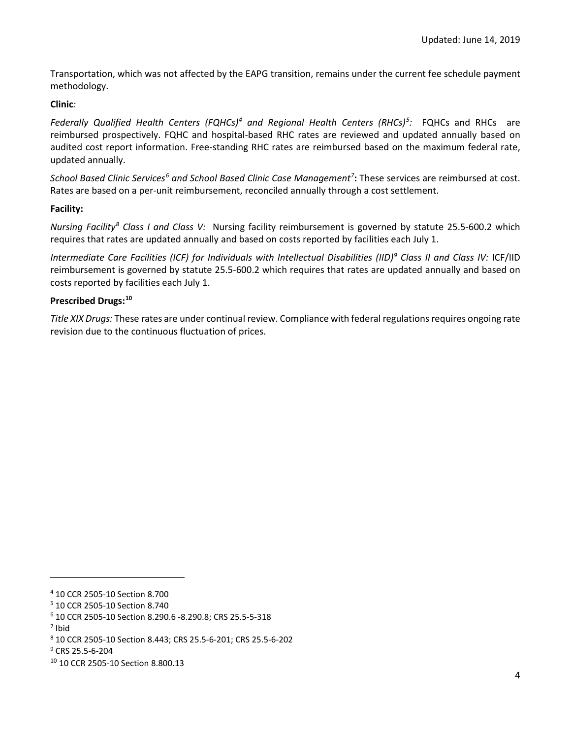Transportation, which was not affected by the EAPG transition, remains under the current fee schedule payment methodology.

**Clinic***:*

*Federally Qualified Health Centers (FQHCs)*[4] *and Regional Health Centers (RHCs)*[5]*:* FQHCs and RHCs are reimbursed prospectively. FQHC and hospital-based RHC rates are reviewed and updated annually based on audited cost report information. Free-standing RHC rates are reimbursed based on the maximum federal rate, updated annually.

*School Based Clinic Services*[6] *and School Based Clinic Case Management*[7]**:** These services are reimbursed at cost. Rates are based on a per-unit reimbursement, reconciled annually through a cost settlement.

**Facility:**

*Nursing Facility*[8] *Class I and Class V:* Nursing facility reimbursement is governed by statute 25.5-600.2 which requires that rates are updated annually and based on costs reported by facilities each July 1.

*Intermediate Care Facilities (ICF) for Individuals with Intellectual Disabilities (IID)*[9] *Class II and Class IV:* ICF/IID reimbursement is governed by statute 25.5-600.2 which requires that rates are updated annually and based on costs reported by facilities each July 1.

**Prescribed Drugs:**[10]

*Title XIX Drugs:* These rates are under continual review. Compliance with federal regulations requires ongoing rate revision due to the continuous fluctuation of prices.

---

[4] 10 CCR 2505-10 Section 8.700

[5] 10 CCR 2505-10 Section 8.740

[6] 10 CCR 2505-10 Section 8.290.6 -8.290.8; CRS 25.5-5-318

[7] Ibid

[8] 10 CCR 2505-10 Section 8.443; CRS 25.5-6-201; CRS 25.5-6-202

[9] CRS 25.5-6-204

[10] 10 CCR 2505-10 Section 8.800.13